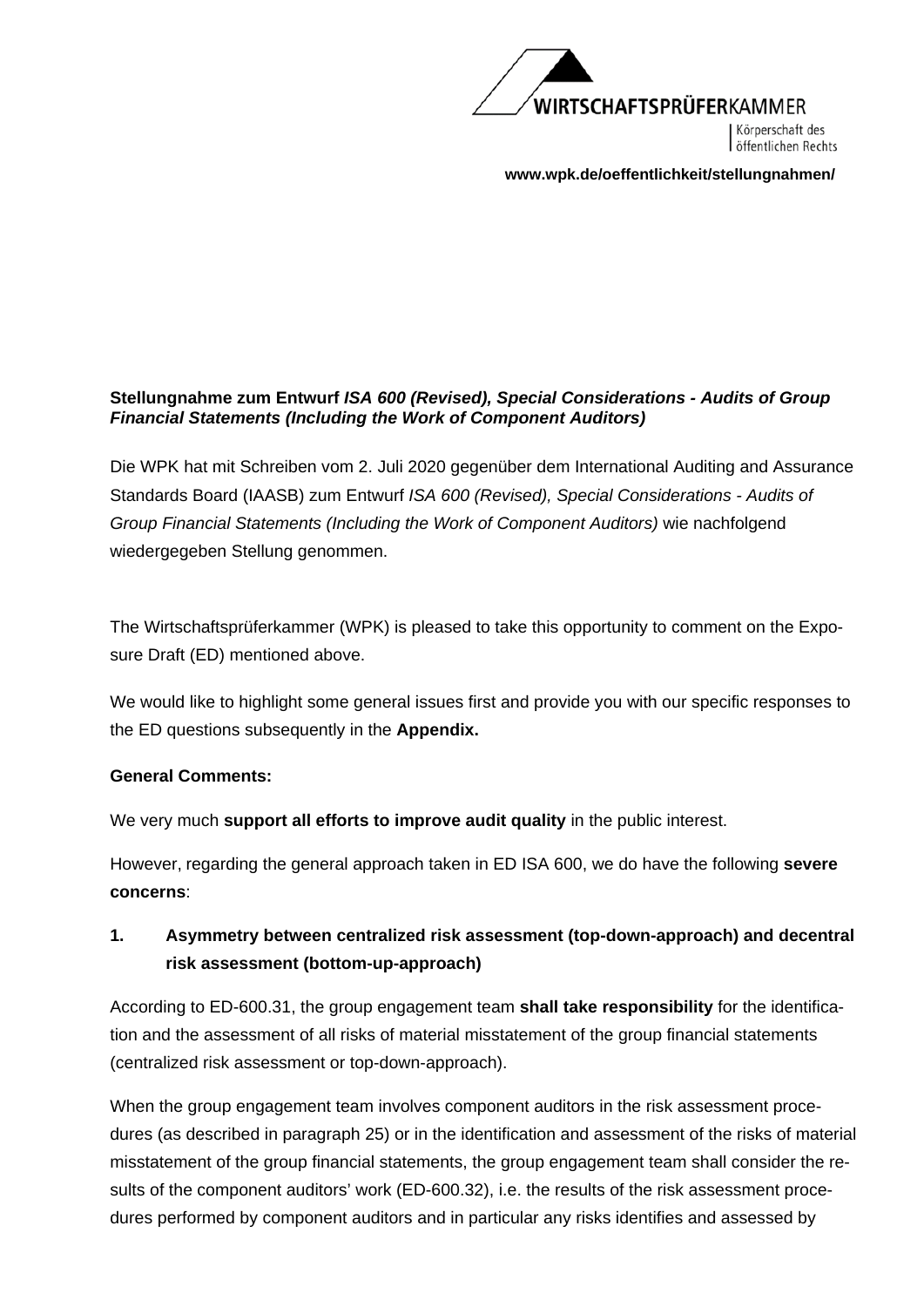WIRTSCHAFTSPRÜFERKAMMER

Körperschaft des öffentlichen Rechts

**www.wpk.de/oeffentlichkeit/stellungnahmen/**

**Stellungnahme zum Entwurf *ISA 600 (Revised), Special Considerations - Audits of Group Financial Statements (Including the Work of Component Auditors)***

Die WPK hat mit Schreiben vom 2. Juli 2020 gegenüber dem International Auditing and Assurance Standards Board (IAASB) zum Entwurf *ISA 600 (Revised), Special Considerations - Audits of Group Financial Statements (Including the Work of Component Auditors)* wie nachfolgend wiedergegeben Stellung genommen.

The Wirtschaftsprüferkammer (WPK) is pleased to take this opportunity to comment on the Exposure Draft (ED) mentioned above.

We would like to highlight some general issues first and provide you with our specific responses to the ED questions subsequently in the **Appendix.**

**General Comments:**

We very much **support all efforts to improve audit quality** in the public interest.

However, regarding the general approach taken in ED ISA 600, we do have the following **severe concerns**:

## 1. Asymmetry between centralized risk assessment (top-down-approach) and decentral risk assessment (bottom-up-approach)

According to ED-600.31, the group engagement team **shall take responsibility** for the identification and the assessment of all risks of material misstatement of the group financial statements (centralized risk assessment or top-down-approach).

When the group engagement team involves component auditors in the risk assessment procedures (as described in paragraph 25) or in the identification and assessment of the risks of material misstatement of the group financial statements, the group engagement team shall consider the results of the component auditors' work (ED-600.32), i.e. the results of the risk assessment procedures performed by component auditors and in particular any risks identifies and assessed by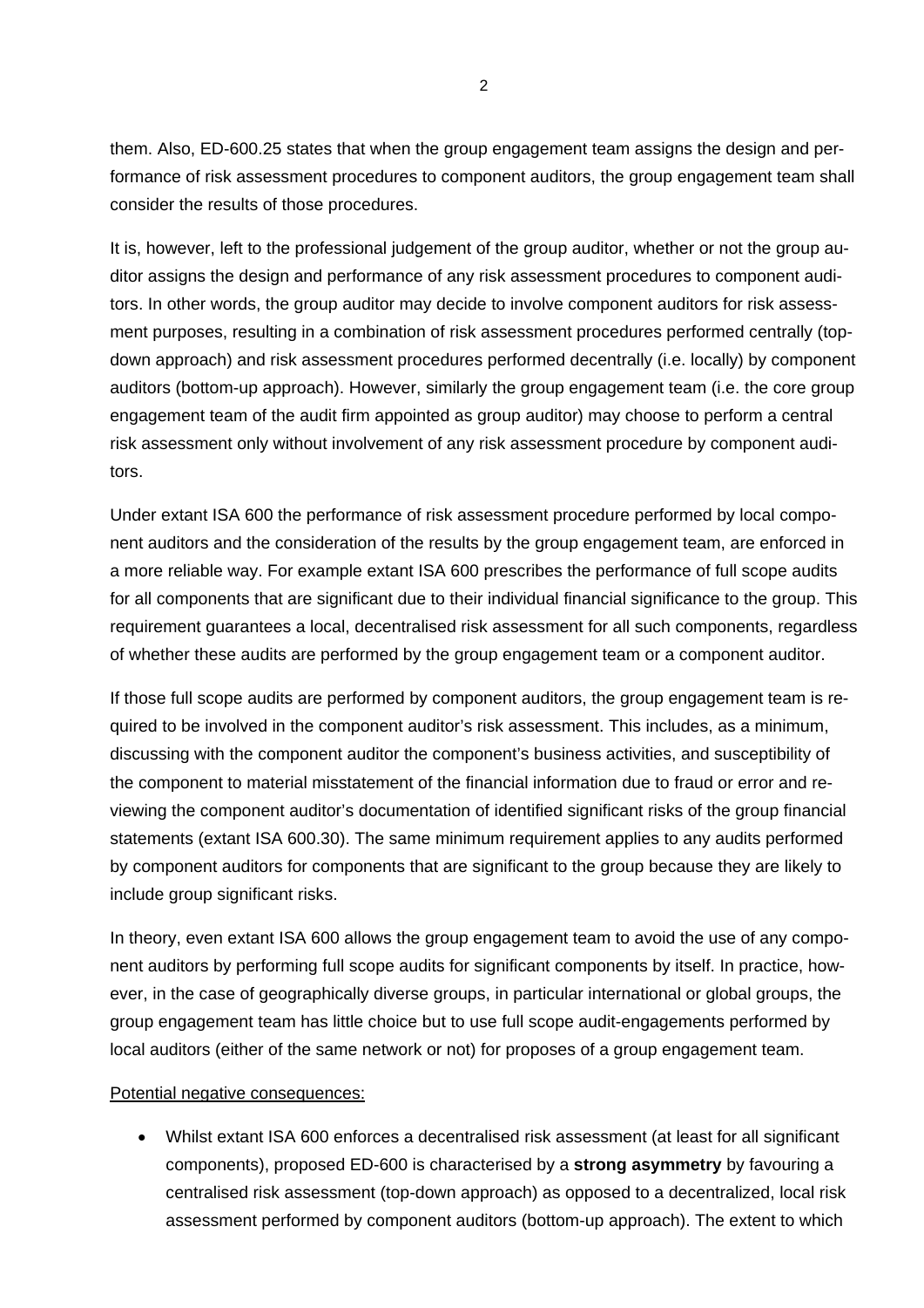them. Also, ED-600.25 states that when the group engagement team assigns the design and performance of risk assessment procedures to component auditors, the group engagement team shall consider the results of those procedures.

It is, however, left to the professional judgement of the group auditor, whether or not the group auditor assigns the design and performance of any risk assessment procedures to component auditors. In other words, the group auditor may decide to involve component auditors for risk assessment purposes, resulting in a combination of risk assessment procedures performed centrally (top-down approach) and risk assessment procedures performed decentrally (i.e. locally) by component auditors (bottom-up approach). However, similarly the group engagement team (i.e. the core group engagement team of the audit firm appointed as group auditor) may choose to perform a central risk assessment only without involvement of any risk assessment procedure by component auditors.

Under extant ISA 600 the performance of risk assessment procedure performed by local component auditors and the consideration of the results by the group engagement team, are enforced in a more reliable way. For example extant ISA 600 prescribes the performance of full scope audits for all components that are significant due to their individual financial significance to the group. This requirement guarantees a local, decentralised risk assessment for all such components, regardless of whether these audits are performed by the group engagement team or a component auditor.

If those full scope audits are performed by component auditors, the group engagement team is required to be involved in the component auditor's risk assessment. This includes, as a minimum, discussing with the component auditor the component's business activities, and susceptibility of the component to material misstatement of the financial information due to fraud or error and reviewing the component auditor's documentation of identified significant risks of the group financial statements (extant ISA 600.30). The same minimum requirement applies to any audits performed by component auditors for components that are significant to the group because they are likely to include group significant risks.

In theory, even extant ISA 600 allows the group engagement team to avoid the use of any component auditors by performing full scope audits for significant components by itself. In practice, however, in the case of geographically diverse groups, in particular international or global groups, the group engagement team has little choice but to use full scope audit-engagements performed by local auditors (either of the same network or not) for proposes of a group engagement team.

Potential negative consequences:

- Whilst extant ISA 600 enforces a decentralised risk assessment (at least for all significant components), proposed ED-600 is characterised by a **strong asymmetry** by favouring a centralised risk assessment (top-down approach) as opposed to a decentralized, local risk assessment performed by component auditors (bottom-up approach). The extent to which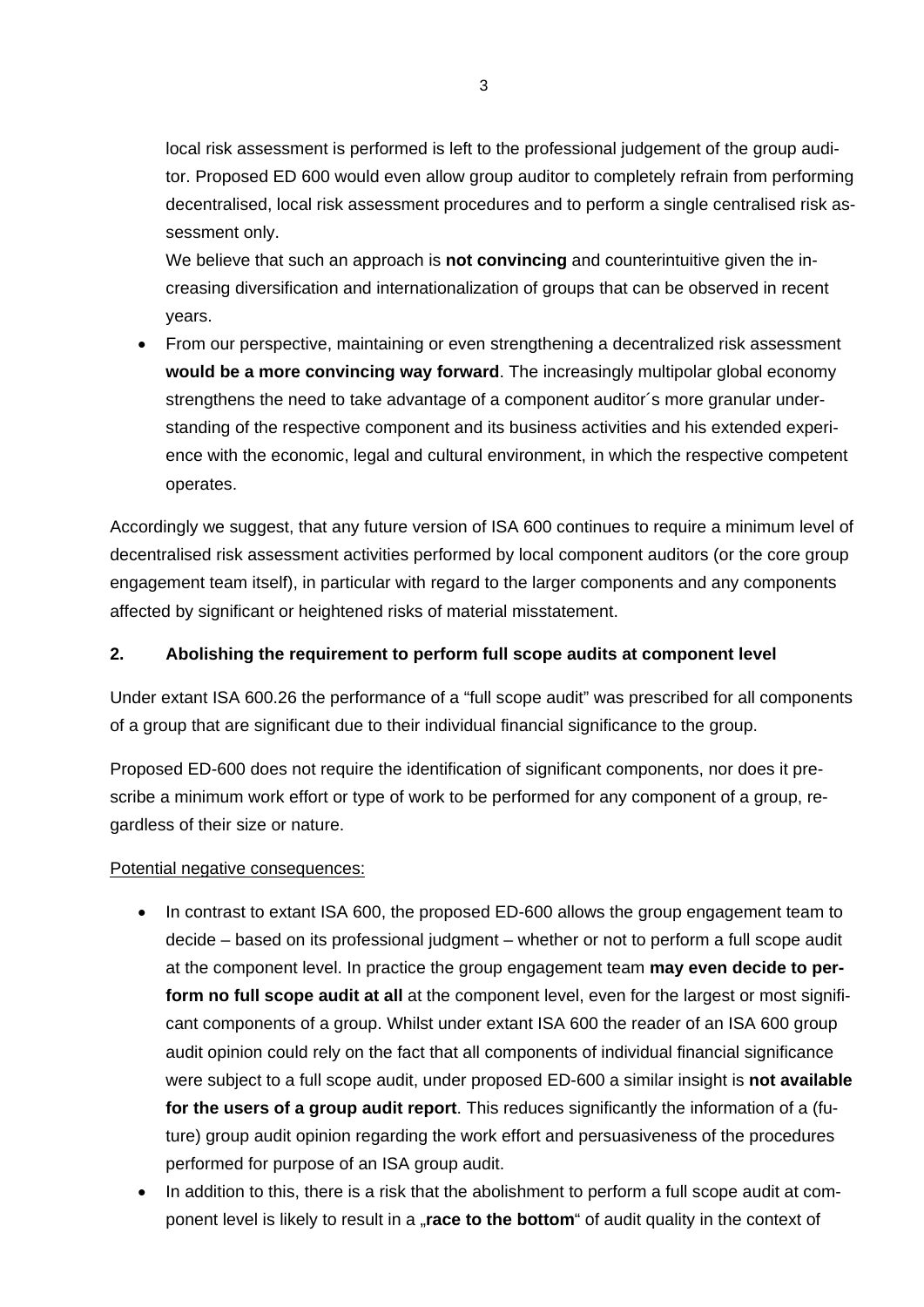local risk assessment is performed is left to the professional judgement of the group auditor. Proposed ED 600 would even allow group auditor to completely refrain from performing decentralised, local risk assessment procedures and to perform a single centralised risk assessment only.

  We believe that such an approach is **not convincing** and counterintuitive given the increasing diversification and internationalization of groups that can be observed in recent years.

- From our perspective, maintaining or even strengthening a decentralized risk assessment **would be a more convincing way forward**. The increasingly multipolar global economy strengthens the need to take advantage of a component auditor´s more granular understanding of the respective component and its business activities and his extended experience with the economic, legal and cultural environment, in which the respective competent operates.

Accordingly we suggest, that any future version of ISA 600 continues to require a minimum level of decentralised risk assessment activities performed by local component auditors (or the core group engagement team itself), in particular with regard to the larger components and any components affected by significant or heightened risks of material misstatement.

**2. Abolishing the requirement to perform full scope audits at component level**

Under extant ISA 600.26 the performance of a "full scope audit" was prescribed for all components of a group that are significant due to their individual financial significance to the group.

Proposed ED-600 does not require the identification of significant components, nor does it prescribe a minimum work effort or type of work to be performed for any component of a group, regardless of their size or nature.

Potential negative consequences:

- In contrast to extant ISA 600, the proposed ED-600 allows the group engagement team to decide – based on its professional judgment – whether or not to perform a full scope audit at the component level. In practice the group engagement team **may even decide to perform no full scope audit at all** at the component level, even for the largest or most significant components of a group. Whilst under extant ISA 600 the reader of an ISA 600 group audit opinion could rely on the fact that all components of individual financial significance were subject to a full scope audit, under proposed ED-600 a similar insight is **not available for the users of a group audit report**. This reduces significantly the information of a (future) group audit opinion regarding the work effort and persuasiveness of the procedures performed for purpose of an ISA group audit.
- In addition to this, there is a risk that the abolishment to perform a full scope audit at component level is likely to result in a „**race to the bottom**" of audit quality in the context of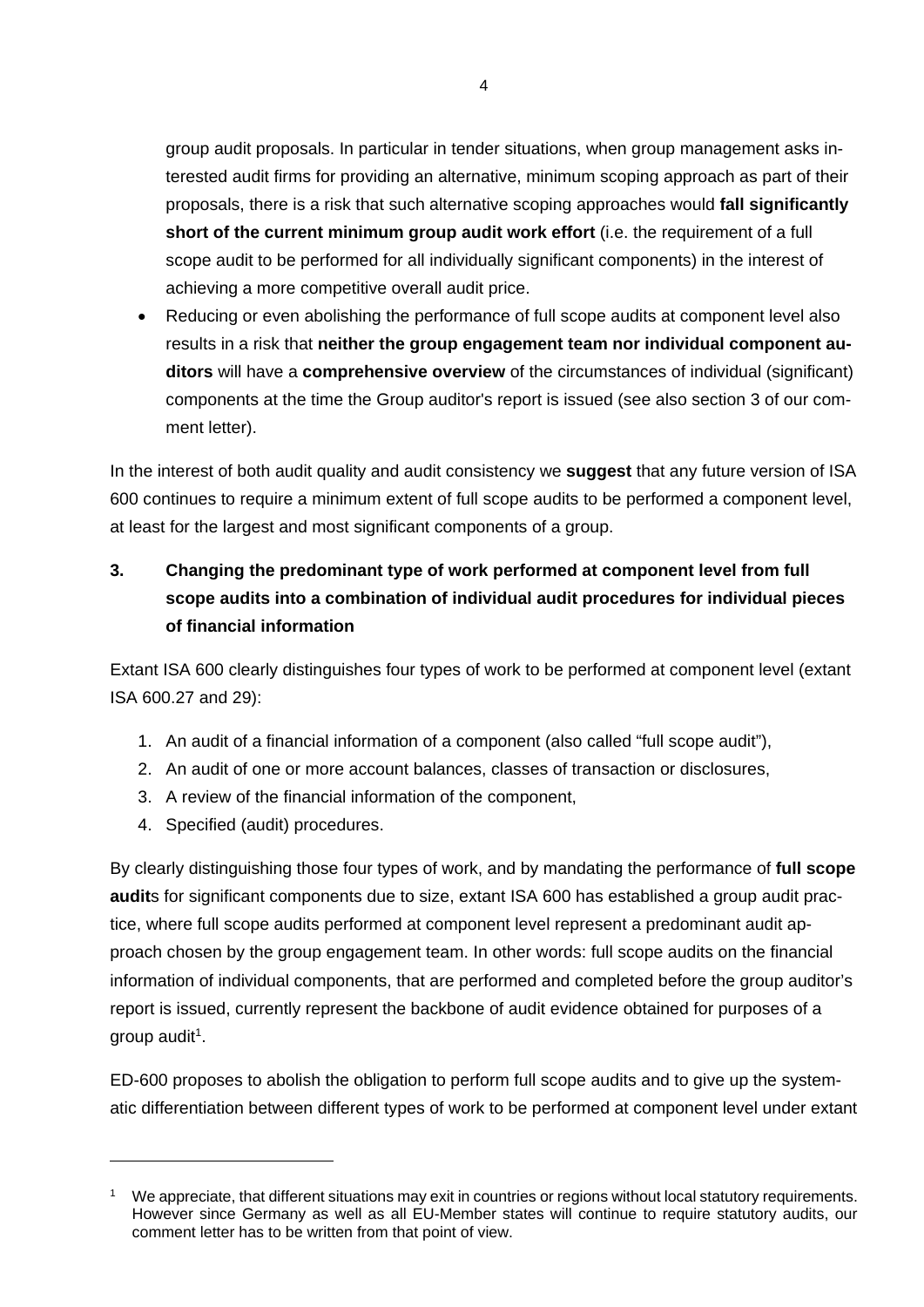group audit proposals. In particular in tender situations, when group management asks interested audit firms for providing an alternative, minimum scoping approach as part of their proposals, there is a risk that such alternative scoping approaches would **fall significantly short of the current minimum group audit work effort** (i.e. the requirement of a full scope audit to be performed for all individually significant components) in the interest of achieving a more competitive overall audit price.

- Reducing or even abolishing the performance of full scope audits at component level also results in a risk that **neither the group engagement team nor individual component auditors** will have a **comprehensive overview** of the circumstances of individual (significant) components at the time the Group auditor's report is issued (see also section 3 of our comment letter).

In the interest of both audit quality and audit consistency we **suggest** that any future version of ISA 600 continues to require a minimum extent of full scope audits to be performed a component level, at least for the largest and most significant components of a group.

## 3. Changing the predominant type of work performed at component level from full scope audits into a combination of individual audit procedures for individual pieces of financial information

Extant ISA 600 clearly distinguishes four types of work to be performed at component level (extant ISA 600.27 and 29):

1. An audit of a financial information of a component (also called "full scope audit"),
2. An audit of one or more account balances, classes of transaction or disclosures,
3. A review of the financial information of the component,
4. Specified (audit) procedures.

By clearly distinguishing those four types of work, and by mandating the performance of **full scope audit**s for significant components due to size, extant ISA 600 has established a group audit practice, where full scope audits performed at component level represent a predominant audit approach chosen by the group engagement team. In other words: full scope audits on the financial information of individual components, that are performed and completed before the group auditor's report is issued, currently represent the backbone of audit evidence obtained for purposes of a group audit[1].

ED-600 proposes to abolish the obligation to perform full scope audits and to give up the systematic differentiation between different types of work to be performed at component level under extant

---

[1] We appreciate, that different situations may exit in countries or regions without local statutory requirements. However since Germany as well as all EU-Member states will continue to require statutory audits, our comment letter has to be written from that point of view.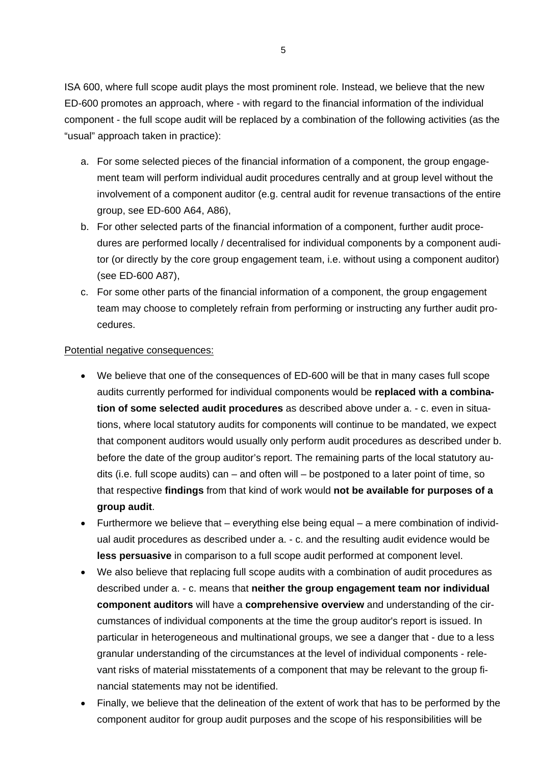ISA 600, where full scope audit plays the most prominent role. Instead, we believe that the new ED-600 promotes an approach, where - with regard to the financial information of the individual component - the full scope audit will be replaced by a combination of the following activities (as the "usual" approach taken in practice):

a. For some selected pieces of the financial information of a component, the group engagement team will perform individual audit procedures centrally and at group level without the involvement of a component auditor (e.g. central audit for revenue transactions of the entire group, see ED-600 A64, A86),
b. For other selected parts of the financial information of a component, further audit procedures are performed locally / decentralised for individual components by a component auditor (or directly by the core group engagement team, i.e. without using a component auditor) (see ED-600 A87),
c. For some other parts of the financial information of a component, the group engagement team may choose to completely refrain from performing or instructing any further audit procedures.

Potential negative consequences:

- We believe that one of the consequences of ED-600 will be that in many cases full scope audits currently performed for individual components would be **replaced with a combination of some selected audit procedures** as described above under a. - c. even in situations, where local statutory audits for components will continue to be mandated, we expect that component auditors would usually only perform audit procedures as described under b. before the date of the group auditor's report. The remaining parts of the local statutory audits (i.e. full scope audits) can – and often will – be postponed to a later point of time, so that respective **findings** from that kind of work would **not be available for purposes of a group audit**.
- Furthermore we believe that – everything else being equal – a mere combination of individual audit procedures as described under a. - c. and the resulting audit evidence would be **less persuasive** in comparison to a full scope audit performed at component level.
- We also believe that replacing full scope audits with a combination of audit procedures as described under a. - c. means that **neither the group engagement team nor individual component auditors** will have a **comprehensive overview** and understanding of the circumstances of individual components at the time the group auditor's report is issued. In particular in heterogeneous and multinational groups, we see a danger that - due to a less granular understanding of the circumstances at the level of individual components - relevant risks of material misstatements of a component that may be relevant to the group financial statements may not be identified.
- Finally, we believe that the delineation of the extent of work that has to be performed by the component auditor for group audit purposes and the scope of his responsibilities will be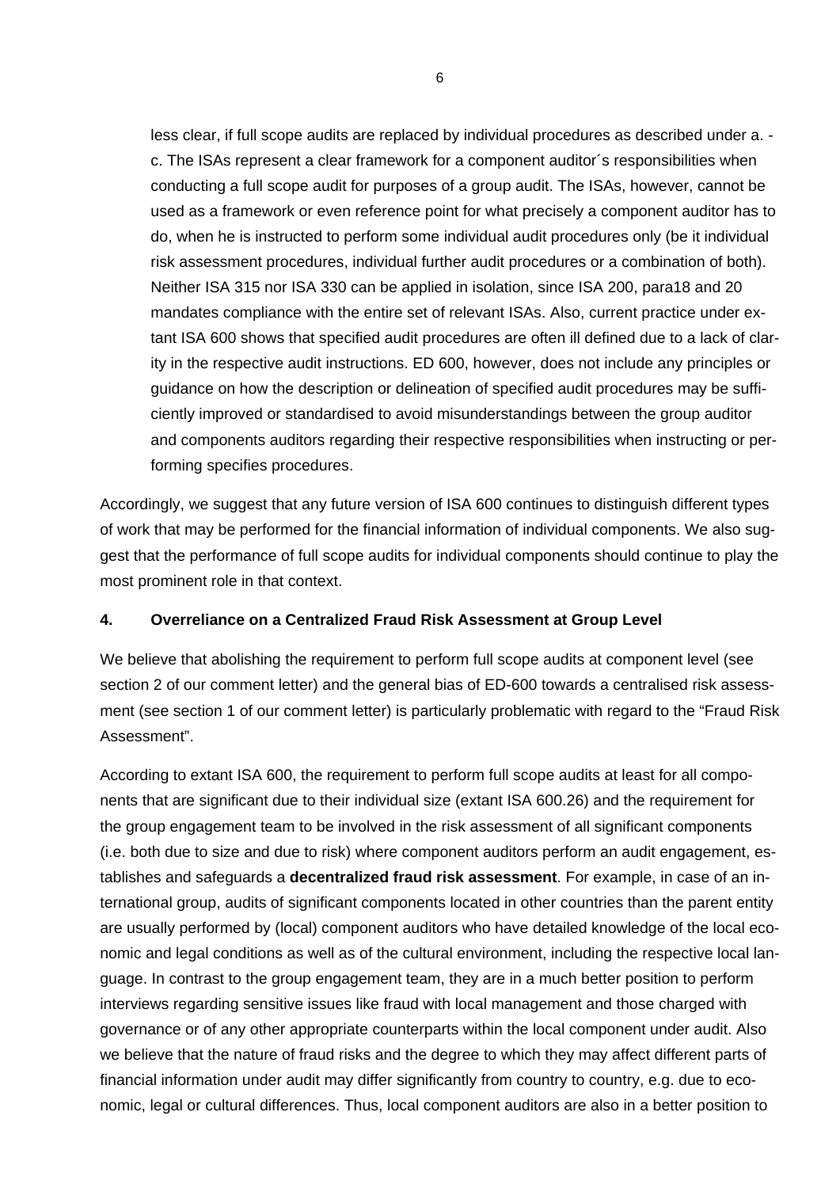less clear, if full scope audits are replaced by individual procedures as described under a. - c. The ISAs represent a clear framework for a component auditor´s responsibilities when conducting a full scope audit for purposes of a group audit. The ISAs, however, cannot be used as a framework or even reference point for what precisely a component auditor has to do, when he is instructed to perform some individual audit procedures only (be it individual risk assessment procedures, individual further audit procedures or a combination of both). Neither ISA 315 nor ISA 330 can be applied in isolation, since ISA 200, para18 and 20 mandates compliance with the entire set of relevant ISAs. Also, current practice under extant ISA 600 shows that specified audit procedures are often ill defined due to a lack of clarity in the respective audit instructions. ED 600, however, does not include any principles or guidance on how the description or delineation of specified audit procedures may be sufficiently improved or standardised to avoid misunderstandings between the group auditor and components auditors regarding their respective responsibilities when instructing or performing specifies procedures.

Accordingly, we suggest that any future version of ISA 600 continues to distinguish different types of work that may be performed for the financial information of individual components. We also suggest that the performance of full scope audits for individual components should continue to play the most prominent role in that context.

## 4. Overreliance on a Centralized Fraud Risk Assessment at Group Level

We believe that abolishing the requirement to perform full scope audits at component level (see section 2 of our comment letter) and the general bias of ED-600 towards a centralised risk assessment (see section 1 of our comment letter) is particularly problematic with regard to the "Fraud Risk Assessment".

According to extant ISA 600, the requirement to perform full scope audits at least for all components that are significant due to their individual size (extant ISA 600.26) and the requirement for the group engagement team to be involved in the risk assessment of all significant components (i.e. both due to size and due to risk) where component auditors perform an audit engagement, establishes and safeguards a **decentralized fraud risk assessment**. For example, in case of an international group, audits of significant components located in other countries than the parent entity are usually performed by (local) component auditors who have detailed knowledge of the local economic and legal conditions as well as of the cultural environment, including the respective local language. In contrast to the group engagement team, they are in a much better position to perform interviews regarding sensitive issues like fraud with local management and those charged with governance or of any other appropriate counterparts within the local component under audit. Also we believe that the nature of fraud risks and the degree to which they may affect different parts of financial information under audit may differ significantly from country to country, e.g. due to economic, legal or cultural differences. Thus, local component auditors are also in a better position to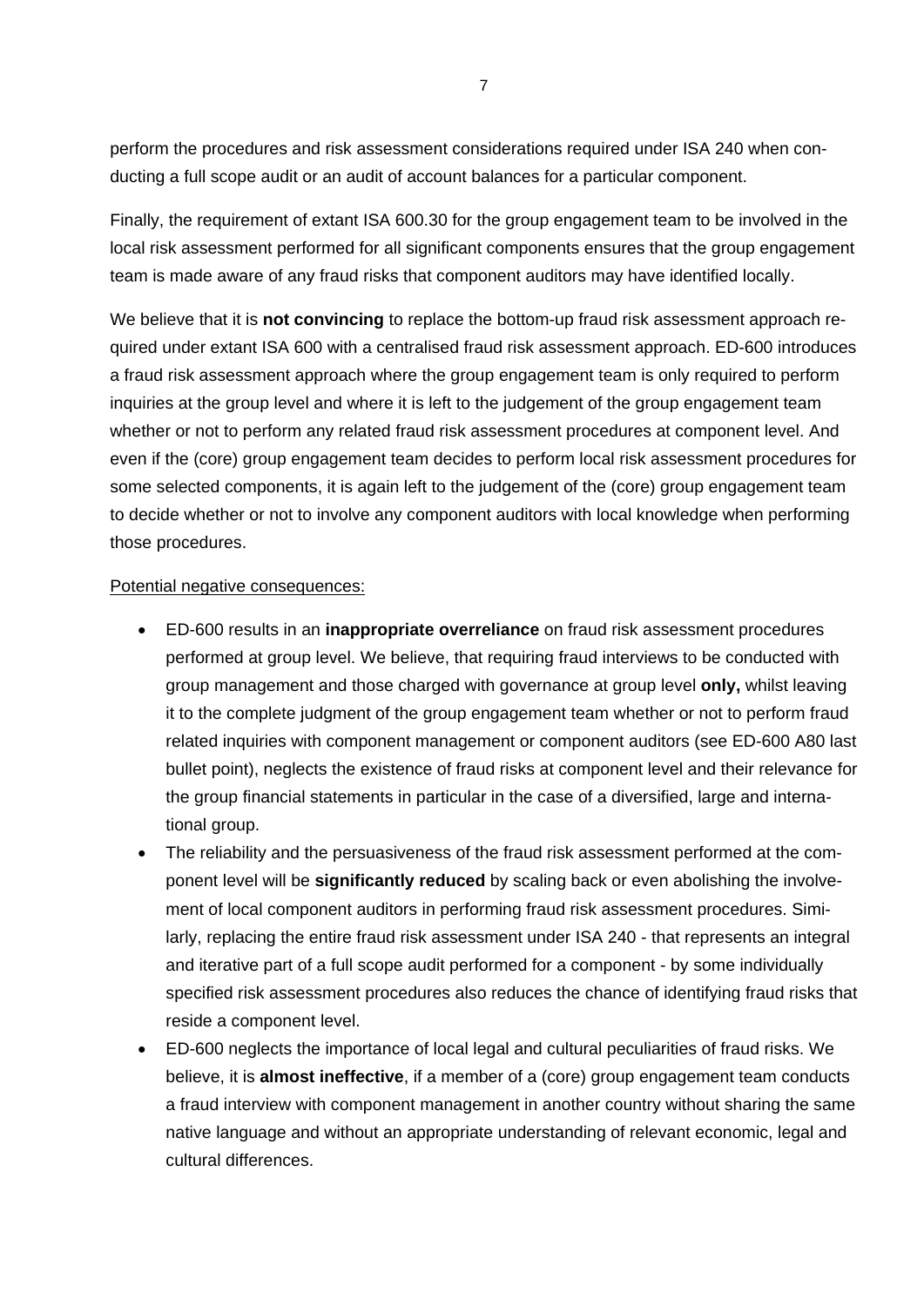perform the procedures and risk assessment considerations required under ISA 240 when conducting a full scope audit or an audit of account balances for a particular component.

Finally, the requirement of extant ISA 600.30 for the group engagement team to be involved in the local risk assessment performed for all significant components ensures that the group engagement team is made aware of any fraud risks that component auditors may have identified locally.

We believe that it is **not convincing** to replace the bottom-up fraud risk assessment approach required under extant ISA 600 with a centralised fraud risk assessment approach. ED-600 introduces a fraud risk assessment approach where the group engagement team is only required to perform inquiries at the group level and where it is left to the judgement of the group engagement team whether or not to perform any related fraud risk assessment procedures at component level. And even if the (core) group engagement team decides to perform local risk assessment procedures for some selected components, it is again left to the judgement of the (core) group engagement team to decide whether or not to involve any component auditors with local knowledge when performing those procedures.

Potential negative consequences:

- ED-600 results in an **inappropriate overreliance** on fraud risk assessment procedures performed at group level. We believe, that requiring fraud interviews to be conducted with group management and those charged with governance at group level **only,** whilst leaving it to the complete judgment of the group engagement team whether or not to perform fraud related inquiries with component management or component auditors (see ED-600 A80 last bullet point), neglects the existence of fraud risks at component level and their relevance for the group financial statements in particular in the case of a diversified, large and international group.
- The reliability and the persuasiveness of the fraud risk assessment performed at the component level will be **significantly reduced** by scaling back or even abolishing the involvement of local component auditors in performing fraud risk assessment procedures. Similarly, replacing the entire fraud risk assessment under ISA 240 - that represents an integral and iterative part of a full scope audit performed for a component - by some individually specified risk assessment procedures also reduces the chance of identifying fraud risks that reside a component level.
- ED-600 neglects the importance of local legal and cultural peculiarities of fraud risks. We believe, it is **almost ineffective**, if a member of a (core) group engagement team conducts a fraud interview with component management in another country without sharing the same native language and without an appropriate understanding of relevant economic, legal and cultural differences.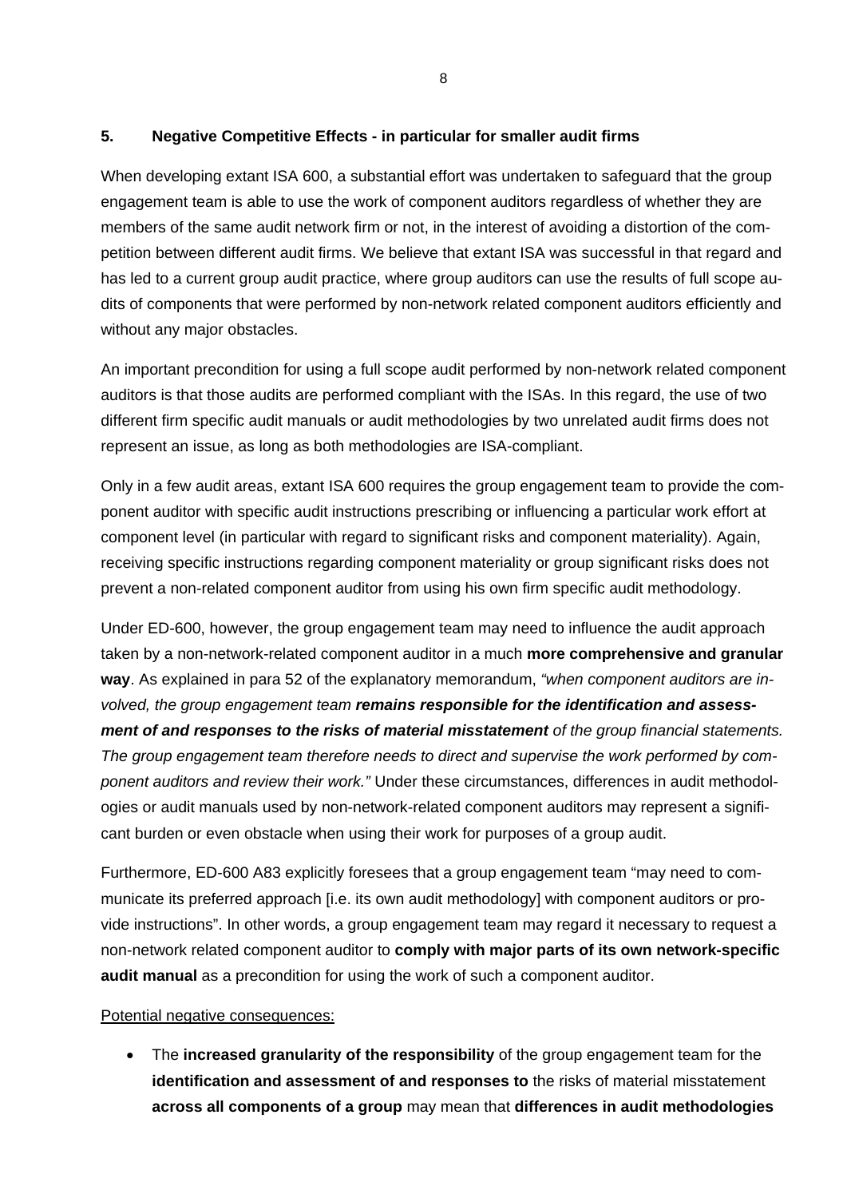## 5. Negative Competitive Effects - in particular for smaller audit firms

When developing extant ISA 600, a substantial effort was undertaken to safeguard that the group engagement team is able to use the work of component auditors regardless of whether they are members of the same audit network firm or not, in the interest of avoiding a distortion of the competition between different audit firms. We believe that extant ISA was successful in that regard and has led to a current group audit practice, where group auditors can use the results of full scope audits of components that were performed by non-network related component auditors efficiently and without any major obstacles.

An important precondition for using a full scope audit performed by non-network related component auditors is that those audits are performed compliant with the ISAs. In this regard, the use of two different firm specific audit manuals or audit methodologies by two unrelated audit firms does not represent an issue, as long as both methodologies are ISA-compliant.

Only in a few audit areas, extant ISA 600 requires the group engagement team to provide the component auditor with specific audit instructions prescribing or influencing a particular work effort at component level (in particular with regard to significant risks and component materiality). Again, receiving specific instructions regarding component materiality or group significant risks does not prevent a non-related component auditor from using his own firm specific audit methodology.

Under ED-600, however, the group engagement team may need to influence the audit approach taken by a non-network-related component auditor in a much **more comprehensive and granular way**. As explained in para 52 of the explanatory memorandum, *"when component auditors are involved, the group engagement team* ***remains responsible for the identification and assessment of and responses to the risks of material misstatement*** *of the group financial statements. The group engagement team therefore needs to direct and supervise the work performed by component auditors and review their work."* Under these circumstances, differences in audit methodologies or audit manuals used by non-network-related component auditors may represent a significant burden or even obstacle when using their work for purposes of a group audit.

Furthermore, ED-600 A83 explicitly foresees that a group engagement team "may need to communicate its preferred approach [i.e. its own audit methodology] with component auditors or provide instructions". In other words, a group engagement team may regard it necessary to request a non-network related component auditor to **comply with major parts of its own network-specific audit manual** as a precondition for using the work of such a component auditor.

<u>Potential negative consequences:</u>

- The **increased granularity of the responsibility** of the group engagement team for the **identification and assessment of and responses to** the risks of material misstatement **across all components of a group** may mean that **differences in audit methodologies**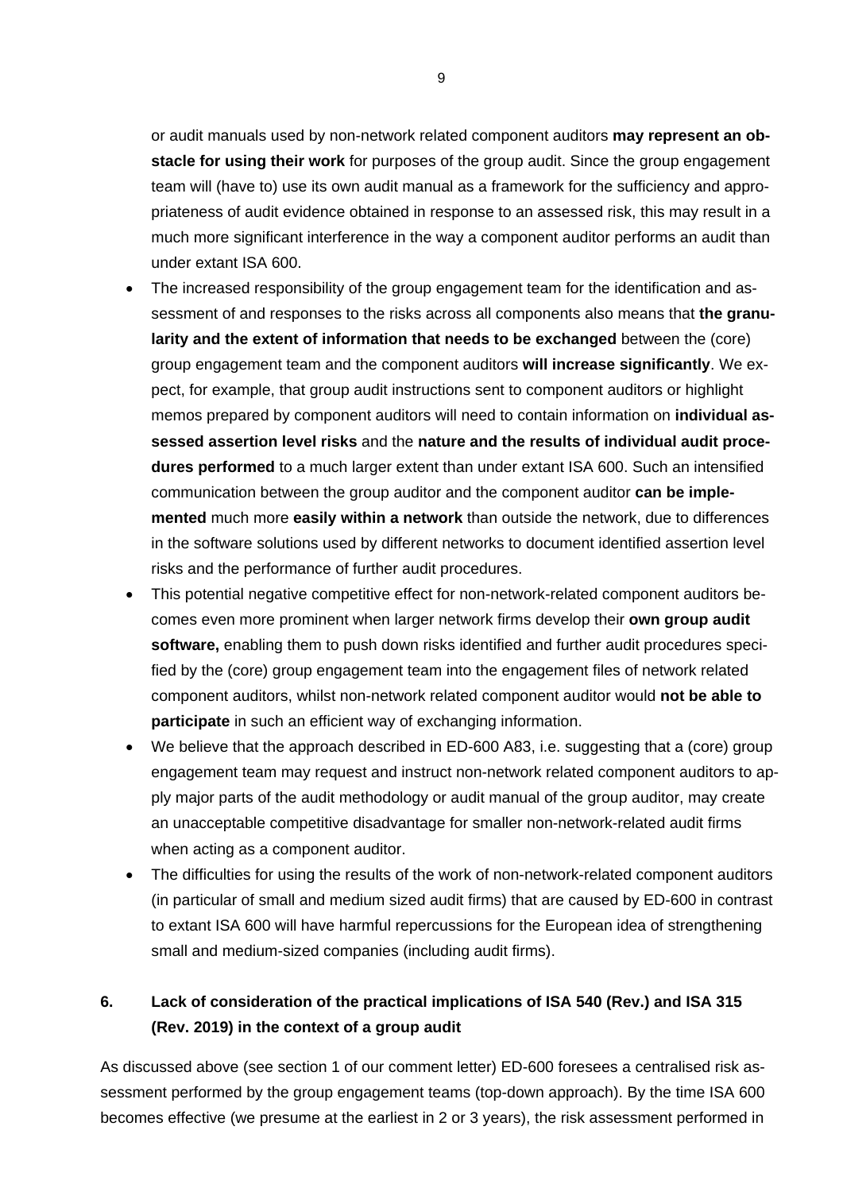or audit manuals used by non-network related component auditors **may represent an obstacle for using their work** for purposes of the group audit. Since the group engagement team will (have to) use its own audit manual as a framework for the sufficiency and appropriateness of audit evidence obtained in response to an assessed risk, this may result in a much more significant interference in the way a component auditor performs an audit than under extant ISA 600.

- The increased responsibility of the group engagement team for the identification and assessment of and responses to the risks across all components also means that **the granularity and the extent of information that needs to be exchanged** between the (core) group engagement team and the component auditors **will increase significantly**. We expect, for example, that group audit instructions sent to component auditors or highlight memos prepared by component auditors will need to contain information on **individual assessed assertion level risks** and the **nature and the results of individual audit procedures performed** to a much larger extent than under extant ISA 600. Such an intensified communication between the group auditor and the component auditor **can be implemented** much more **easily within a network** than outside the network, due to differences in the software solutions used by different networks to document identified assertion level risks and the performance of further audit procedures.
- This potential negative competitive effect for non-network-related component auditors becomes even more prominent when larger network firms develop their **own group audit software,** enabling them to push down risks identified and further audit procedures specified by the (core) group engagement team into the engagement files of network related component auditors, whilst non-network related component auditor would **not be able to participate** in such an efficient way of exchanging information.
- We believe that the approach described in ED-600 A83, i.e. suggesting that a (core) group engagement team may request and instruct non-network related component auditors to apply major parts of the audit methodology or audit manual of the group auditor, may create an unacceptable competitive disadvantage for smaller non-network-related audit firms when acting as a component auditor.
- The difficulties for using the results of the work of non-network-related component auditors (in particular of small and medium sized audit firms) that are caused by ED-600 in contrast to extant ISA 600 will have harmful repercussions for the European idea of strengthening small and medium-sized companies (including audit firms).

## 6. Lack of consideration of the practical implications of ISA 540 (Rev.) and ISA 315 (Rev. 2019) in the context of a group audit

As discussed above (see section 1 of our comment letter) ED-600 foresees a centralised risk assessment performed by the group engagement teams (top-down approach). By the time ISA 600 becomes effective (we presume at the earliest in 2 or 3 years), the risk assessment performed in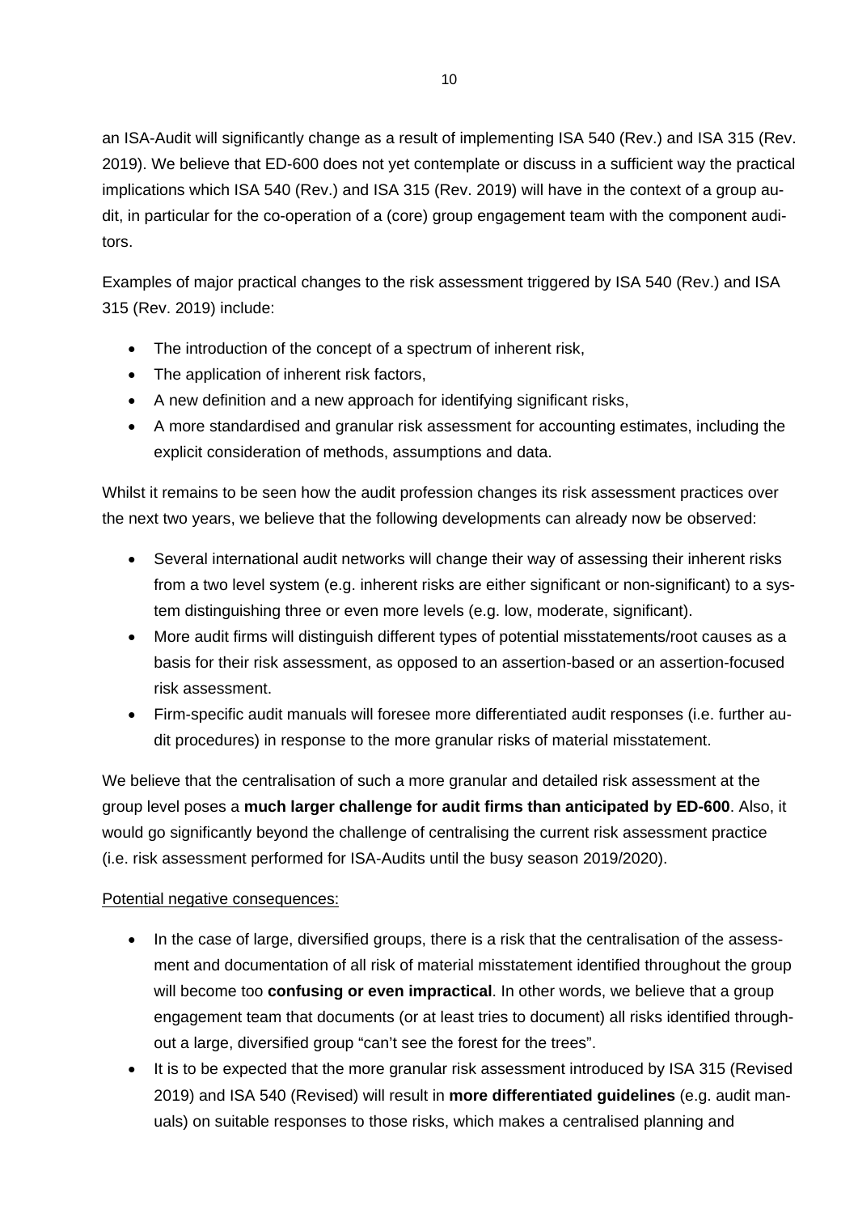an ISA-Audit will significantly change as a result of implementing ISA 540 (Rev.) and ISA 315 (Rev. 2019). We believe that ED-600 does not yet contemplate or discuss in a sufficient way the practical implications which ISA 540 (Rev.) and ISA 315 (Rev. 2019) will have in the context of a group audit, in particular for the co-operation of a (core) group engagement team with the component auditors.

Examples of major practical changes to the risk assessment triggered by ISA 540 (Rev.) and ISA 315 (Rev. 2019) include:

- The introduction of the concept of a spectrum of inherent risk,
- The application of inherent risk factors,
- A new definition and a new approach for identifying significant risks,
- A more standardised and granular risk assessment for accounting estimates, including the explicit consideration of methods, assumptions and data.

Whilst it remains to be seen how the audit profession changes its risk assessment practices over the next two years, we believe that the following developments can already now be observed:

- Several international audit networks will change their way of assessing their inherent risks from a two level system (e.g. inherent risks are either significant or non-significant) to a system distinguishing three or even more levels (e.g. low, moderate, significant).
- More audit firms will distinguish different types of potential misstatements/root causes as a basis for their risk assessment, as opposed to an assertion-based or an assertion-focused risk assessment.
- Firm-specific audit manuals will foresee more differentiated audit responses (i.e. further audit procedures) in response to the more granular risks of material misstatement.

We believe that the centralisation of such a more granular and detailed risk assessment at the group level poses a **much larger challenge for audit firms than anticipated by ED-600**. Also, it would go significantly beyond the challenge of centralising the current risk assessment practice (i.e. risk assessment performed for ISA-Audits until the busy season 2019/2020).

<u>Potential negative consequences:</u>

- In the case of large, diversified groups, there is a risk that the centralisation of the assessment and documentation of all risk of material misstatement identified throughout the group will become too **confusing or even impractical**. In other words, we believe that a group engagement team that documents (or at least tries to document) all risks identified throughout a large, diversified group "can't see the forest for the trees".
- It is to be expected that the more granular risk assessment introduced by ISA 315 (Revised 2019) and ISA 540 (Revised) will result in **more differentiated guidelines** (e.g. audit manuals) on suitable responses to those risks, which makes a centralised planning and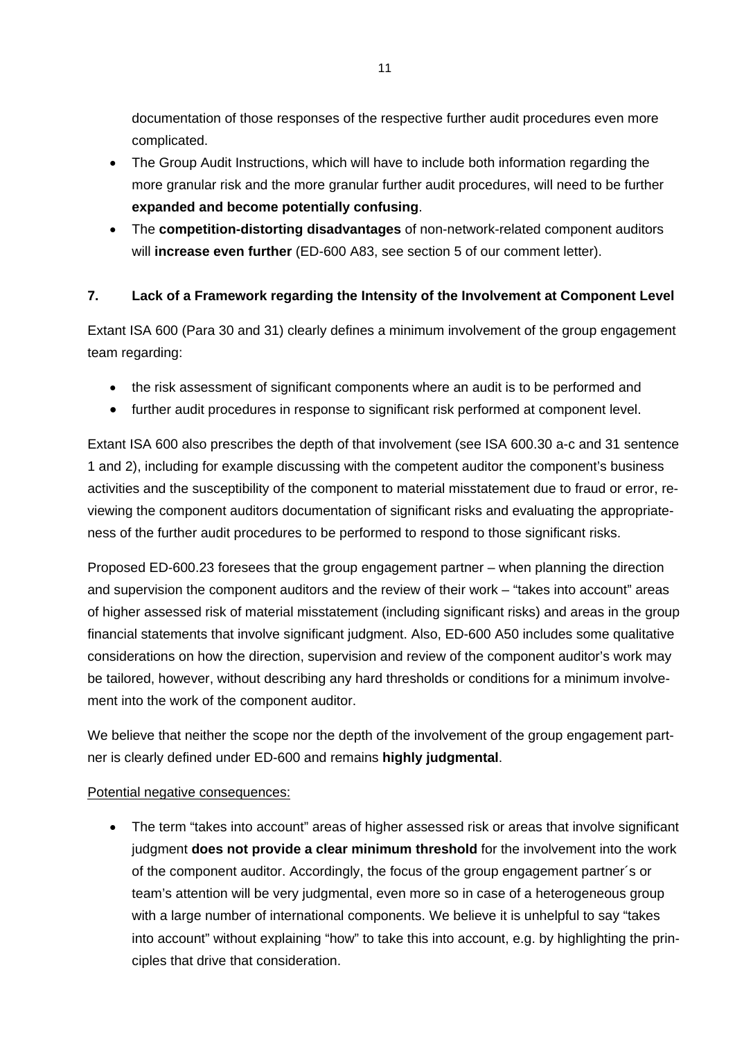documentation of those responses of the respective further audit procedures even more complicated.

- The Group Audit Instructions, which will have to include both information regarding the more granular risk and the more granular further audit procedures, will need to be further **expanded and become potentially confusing**.
- The **competition-distorting disadvantages** of non-network-related component auditors will **increase even further** (ED-600 A83, see section 5 of our comment letter).

## 7. Lack of a Framework regarding the Intensity of the Involvement at Component Level

Extant ISA 600 (Para 30 and 31) clearly defines a minimum involvement of the group engagement team regarding:

- the risk assessment of significant components where an audit is to be performed and
- further audit procedures in response to significant risk performed at component level.

Extant ISA 600 also prescribes the depth of that involvement (see ISA 600.30 a-c and 31 sentence 1 and 2), including for example discussing with the competent auditor the component's business activities and the susceptibility of the component to material misstatement due to fraud or error, reviewing the component auditors documentation of significant risks and evaluating the appropriateness of the further audit procedures to be performed to respond to those significant risks.

Proposed ED-600.23 foresees that the group engagement partner – when planning the direction and supervision the component auditors and the review of their work – "takes into account" areas of higher assessed risk of material misstatement (including significant risks) and areas in the group financial statements that involve significant judgment. Also, ED-600 A50 includes some qualitative considerations on how the direction, supervision and review of the component auditor's work may be tailored, however, without describing any hard thresholds or conditions for a minimum involvement into the work of the component auditor.

We believe that neither the scope nor the depth of the involvement of the group engagement partner is clearly defined under ED-600 and remains **highly judgmental**.

Potential negative consequences:

- The term "takes into account" areas of higher assessed risk or areas that involve significant judgment **does not provide a clear minimum threshold** for the involvement into the work of the component auditor. Accordingly, the focus of the group engagement partner´s or team's attention will be very judgmental, even more so in case of a heterogeneous group with a large number of international components. We believe it is unhelpful to say "takes into account" without explaining "how" to take this into account, e.g. by highlighting the principles that drive that consideration.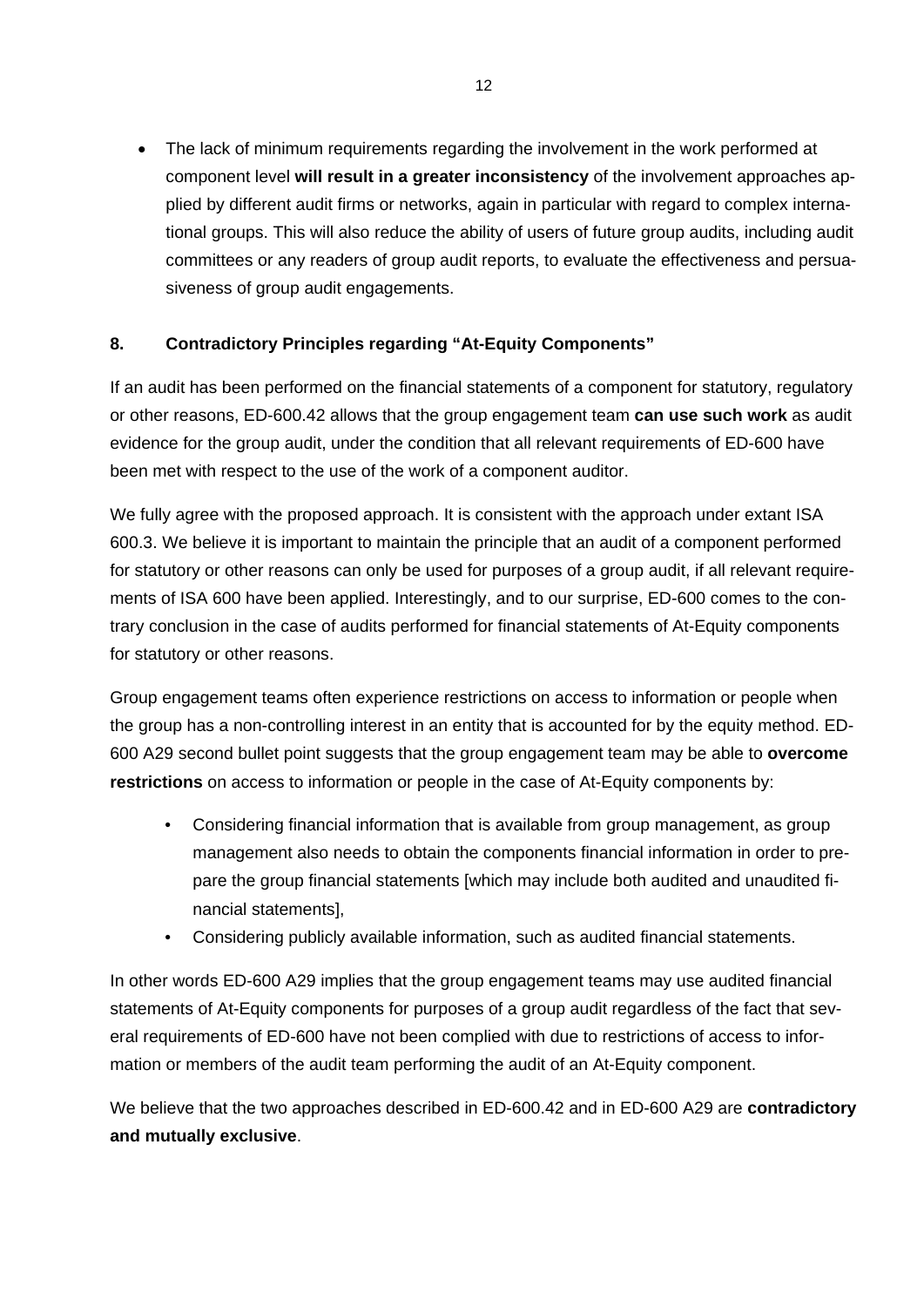- The lack of minimum requirements regarding the involvement in the work performed at component level **will result in a greater inconsistency** of the involvement approaches applied by different audit firms or networks, again in particular with regard to complex international groups. This will also reduce the ability of users of future group audits, including audit committees or any readers of group audit reports, to evaluate the effectiveness and persuasiveness of group audit engagements.

## 8. Contradictory Principles regarding "At-Equity Components"

If an audit has been performed on the financial statements of a component for statutory, regulatory or other reasons, ED-600.42 allows that the group engagement team **can use such work** as audit evidence for the group audit, under the condition that all relevant requirements of ED-600 have been met with respect to the use of the work of a component auditor.

We fully agree with the proposed approach. It is consistent with the approach under extant ISA 600.3. We believe it is important to maintain the principle that an audit of a component performed for statutory or other reasons can only be used for purposes of a group audit, if all relevant requirements of ISA 600 have been applied. Interestingly, and to our surprise, ED-600 comes to the contrary conclusion in the case of audits performed for financial statements of At-Equity components for statutory or other reasons.

Group engagement teams often experience restrictions on access to information or people when the group has a non-controlling interest in an entity that is accounted for by the equity method. ED-600 A29 second bullet point suggests that the group engagement team may be able to **overcome restrictions** on access to information or people in the case of At-Equity components by:

- Considering financial information that is available from group management, as group management also needs to obtain the components financial information in order to prepare the group financial statements [which may include both audited and unaudited financial statements],
- Considering publicly available information, such as audited financial statements.

In other words ED-600 A29 implies that the group engagement teams may use audited financial statements of At-Equity components for purposes of a group audit regardless of the fact that several requirements of ED-600 have not been complied with due to restrictions of access to information or members of the audit team performing the audit of an At-Equity component.

We believe that the two approaches described in ED-600.42 and in ED-600 A29 are **contradictory and mutually exclusive**.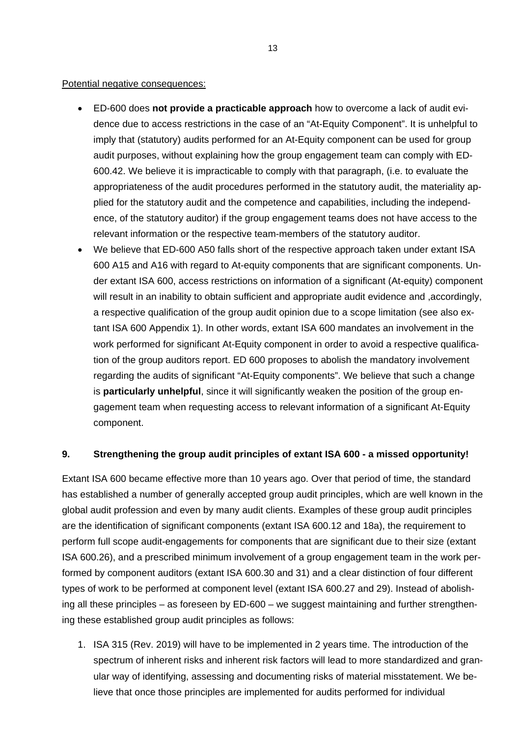Potential negative consequences:

- ED-600 does **not provide a practicable approach** how to overcome a lack of audit evidence due to access restrictions in the case of an "At-Equity Component". It is unhelpful to imply that (statutory) audits performed for an At-Equity component can be used for group audit purposes, without explaining how the group engagement team can comply with ED-600.42. We believe it is impracticable to comply with that paragraph, (i.e. to evaluate the appropriateness of the audit procedures performed in the statutory audit, the materiality applied for the statutory audit and the competence and capabilities, including the independence, of the statutory auditor) if the group engagement teams does not have access to the relevant information or the respective team-members of the statutory auditor.
- We believe that ED-600 A50 falls short of the respective approach taken under extant ISA 600 A15 and A16 with regard to At-equity components that are significant components. Under extant ISA 600, access restrictions on information of a significant (At-equity) component will result in an inability to obtain sufficient and appropriate audit evidence and ,accordingly, a respective qualification of the group audit opinion due to a scope limitation (see also extant ISA 600 Appendix 1). In other words, extant ISA 600 mandates an involvement in the work performed for significant At-Equity component in order to avoid a respective qualification of the group auditors report. ED 600 proposes to abolish the mandatory involvement regarding the audits of significant "At-Equity components". We believe that such a change is **particularly unhelpful**, since it will significantly weaken the position of the group engagement team when requesting access to relevant information of a significant At-Equity component.

## 9. Strengthening the group audit principles of extant ISA 600 - a missed opportunity!

Extant ISA 600 became effective more than 10 years ago. Over that period of time, the standard has established a number of generally accepted group audit principles, which are well known in the global audit profession and even by many audit clients. Examples of these group audit principles are the identification of significant components (extant ISA 600.12 and 18a), the requirement to perform full scope audit-engagements for components that are significant due to their size (extant ISA 600.26), and a prescribed minimum involvement of a group engagement team in the work performed by component auditors (extant ISA 600.30 and 31) and a clear distinction of four different types of work to be performed at component level (extant ISA 600.27 and 29). Instead of abolishing all these principles – as foreseen by ED-600 – we suggest maintaining and further strengthening these established group audit principles as follows:

1. ISA 315 (Rev. 2019) will have to be implemented in 2 years time. The introduction of the spectrum of inherent risks and inherent risk factors will lead to more standardized and granular way of identifying, assessing and documenting risks of material misstatement. We believe that once those principles are implemented for audits performed for individual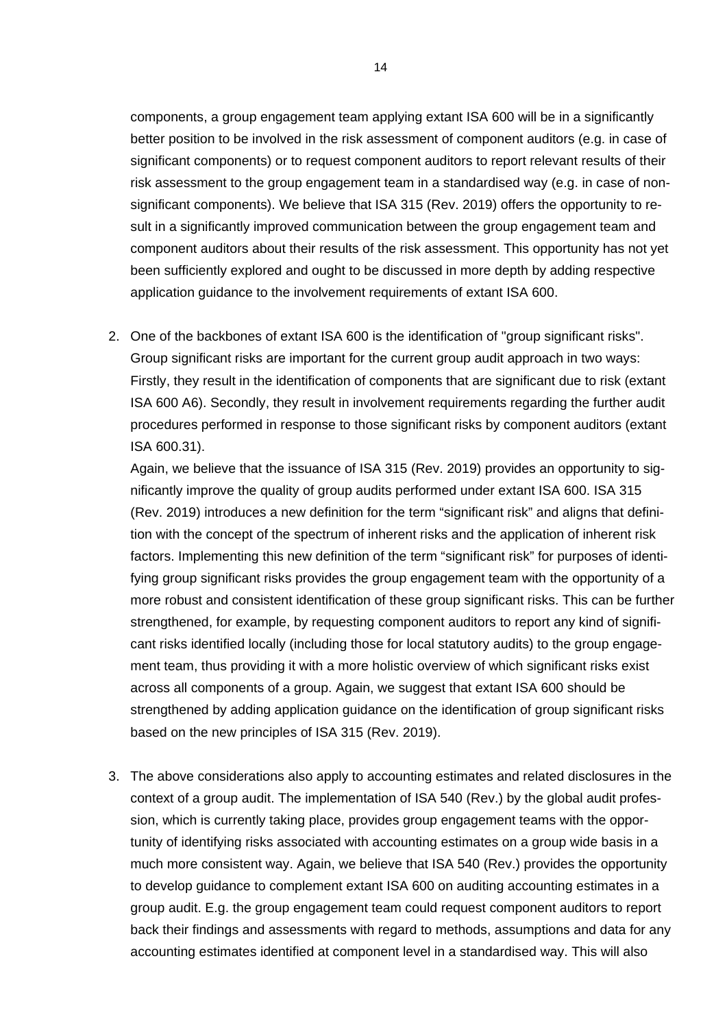components, a group engagement team applying extant ISA 600 will be in a significantly better position to be involved in the risk assessment of component auditors (e.g. in case of significant components) or to request component auditors to report relevant results of their risk assessment to the group engagement team in a standardised way (e.g. in case of non-significant components). We believe that ISA 315 (Rev. 2019) offers the opportunity to result in a significantly improved communication between the group engagement team and component auditors about their results of the risk assessment. This opportunity has not yet been sufficiently explored and ought to be discussed in more depth by adding respective application guidance to the involvement requirements of extant ISA 600.

2. One of the backbones of extant ISA 600 is the identification of "group significant risks". Group significant risks are important for the current group audit approach in two ways: Firstly, they result in the identification of components that are significant due to risk (extant ISA 600 A6). Secondly, they result in involvement requirements regarding the further audit procedures performed in response to those significant risks by component auditors (extant ISA 600.31).

   Again, we believe that the issuance of ISA 315 (Rev. 2019) provides an opportunity to significantly improve the quality of group audits performed under extant ISA 600. ISA 315 (Rev. 2019) introduces a new definition for the term "significant risk" and aligns that definition with the concept of the spectrum of inherent risks and the application of inherent risk factors. Implementing this new definition of the term "significant risk" for purposes of identifying group significant risks provides the group engagement team with the opportunity of a more robust and consistent identification of these group significant risks. This can be further strengthened, for example, by requesting component auditors to report any kind of significant risks identified locally (including those for local statutory audits) to the group engagement team, thus providing it with a more holistic overview of which significant risks exist across all components of a group. Again, we suggest that extant ISA 600 should be strengthened by adding application guidance on the identification of group significant risks based on the new principles of ISA 315 (Rev. 2019).

3. The above considerations also apply to accounting estimates and related disclosures in the context of a group audit. The implementation of ISA 540 (Rev.) by the global audit profession, which is currently taking place, provides group engagement teams with the opportunity of identifying risks associated with accounting estimates on a group wide basis in a much more consistent way. Again, we believe that ISA 540 (Rev.) provides the opportunity to develop guidance to complement extant ISA 600 on auditing accounting estimates in a group audit. E.g. the group engagement team could request component auditors to report back their findings and assessments with regard to methods, assumptions and data for any accounting estimates identified at component level in a standardised way. This will also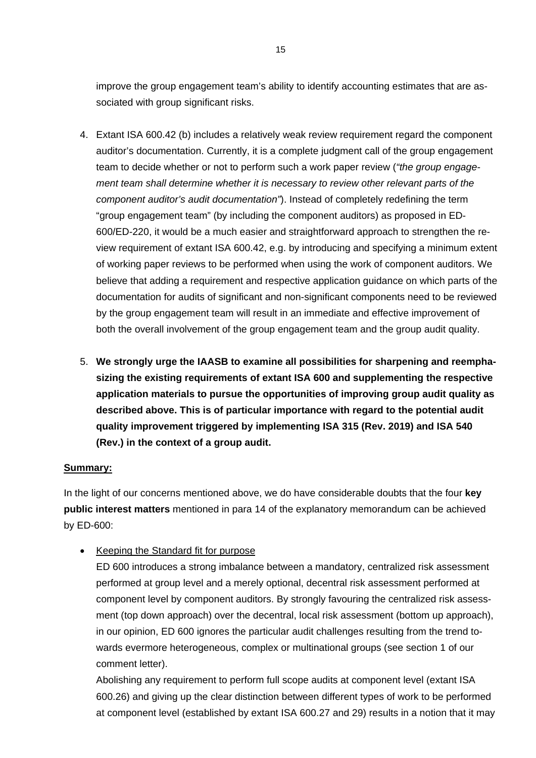improve the group engagement team's ability to identify accounting estimates that are associated with group significant risks.

4. Extant ISA 600.42 (b) includes a relatively weak review requirement regard the component auditor's documentation. Currently, it is a complete judgment call of the group engagement team to decide whether or not to perform such a work paper review (*"the group engagement team shall determine whether it is necessary to review other relevant parts of the component auditor's audit documentation"*). Instead of completely redefining the term "group engagement team" (by including the component auditors) as proposed in ED-600/ED-220, it would be a much easier and straightforward approach to strengthen the review requirement of extant ISA 600.42, e.g. by introducing and specifying a minimum extent of working paper reviews to be performed when using the work of component auditors. We believe that adding a requirement and respective application guidance on which parts of the documentation for audits of significant and non-significant components need to be reviewed by the group engagement team will result in an immediate and effective improvement of both the overall involvement of the group engagement team and the group audit quality.

5. **We strongly urge the IAASB to examine all possibilities for sharpening and reemphasizing the existing requirements of extant ISA 600 and supplementing the respective application materials to pursue the opportunities of improving group audit quality as described above. This is of particular importance with regard to the potential audit quality improvement triggered by implementing ISA 315 (Rev. 2019) and ISA 540 (Rev.) in the context of a group audit.**

**Summary:**

In the light of our concerns mentioned above, we do have considerable doubts that the four **key public interest matters** mentioned in para 14 of the explanatory memorandum can be achieved by ED-600:

- Keeping the Standard fit for purpose
  ED 600 introduces a strong imbalance between a mandatory, centralized risk assessment performed at group level and a merely optional, decentral risk assessment performed at component level by component auditors. By strongly favouring the centralized risk assessment (top down approach) over the decentral, local risk assessment (bottom up approach), in our opinion, ED 600 ignores the particular audit challenges resulting from the trend towards evermore heterogeneous, complex or multinational groups (see section 1 of our comment letter).
  Abolishing any requirement to perform full scope audits at component level (extant ISA 600.26) and giving up the clear distinction between different types of work to be performed at component level (established by extant ISA 600.27 and 29) results in a notion that it may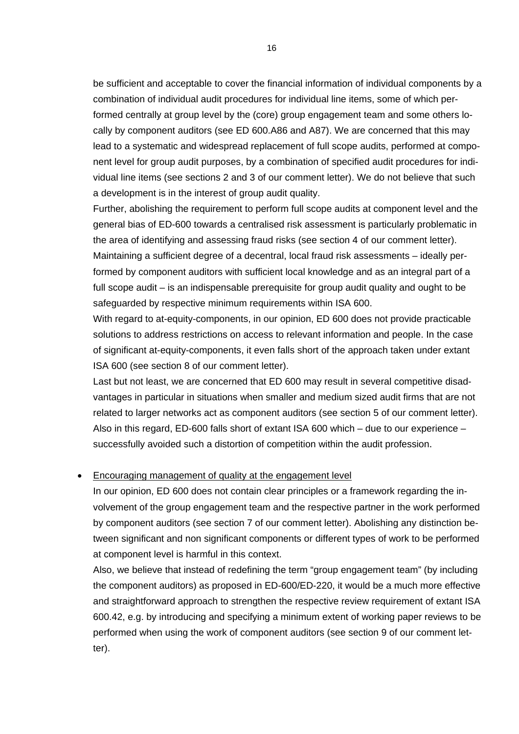be sufficient and acceptable to cover the financial information of individual components by a combination of individual audit procedures for individual line items, some of which performed centrally at group level by the (core) group engagement team and some others locally by component auditors (see ED 600.A86 and A87). We are concerned that this may lead to a systematic and widespread replacement of full scope audits, performed at component level for group audit purposes, by a combination of specified audit procedures for individual line items (see sections 2 and 3 of our comment letter). We do not believe that such a development is in the interest of group audit quality.

Further, abolishing the requirement to perform full scope audits at component level and the general bias of ED-600 towards a centralised risk assessment is particularly problematic in the area of identifying and assessing fraud risks (see section 4 of our comment letter). Maintaining a sufficient degree of a decentral, local fraud risk assessments – ideally performed by component auditors with sufficient local knowledge and as an integral part of a full scope audit – is an indispensable prerequisite for group audit quality and ought to be safeguarded by respective minimum requirements within ISA 600.

With regard to at-equity-components, in our opinion, ED 600 does not provide practicable solutions to address restrictions on access to relevant information and people. In the case of significant at-equity-components, it even falls short of the approach taken under extant ISA 600 (see section 8 of our comment letter).

Last but not least, we are concerned that ED 600 may result in several competitive disadvantages in particular in situations when smaller and medium sized audit firms that are not related to larger networks act as component auditors (see section 5 of our comment letter). Also in this regard, ED-600 falls short of extant ISA 600 which – due to our experience – successfully avoided such a distortion of competition within the audit profession.

- Encouraging management of quality at the engagement level

  In our opinion, ED 600 does not contain clear principles or a framework regarding the involvement of the group engagement team and the respective partner in the work performed by component auditors (see section 7 of our comment letter). Abolishing any distinction between significant and non significant components or different types of work to be performed at component level is harmful in this context.

  Also, we believe that instead of redefining the term "group engagement team" (by including the component auditors) as proposed in ED-600/ED-220, it would be a much more effective and straightforward approach to strengthen the respective review requirement of extant ISA 600.42, e.g. by introducing and specifying a minimum extent of working paper reviews to be performed when using the work of component auditors (see section 9 of our comment letter).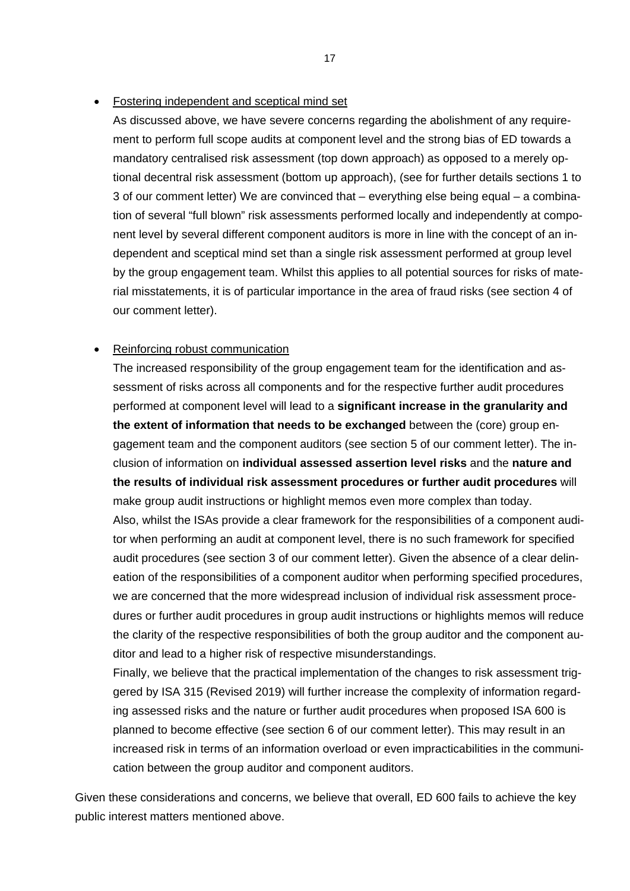- <u>Fostering independent and sceptical mind set</u>

  As discussed above, we have severe concerns regarding the abolishment of any requirement to perform full scope audits at component level and the strong bias of ED towards a mandatory centralised risk assessment (top down approach) as opposed to a merely optional decentral risk assessment (bottom up approach), (see for further details sections 1 to 3 of our comment letter) We are convinced that – everything else being equal – a combination of several "full blown" risk assessments performed locally and independently at component level by several different component auditors is more in line with the concept of an independent and sceptical mind set than a single risk assessment performed at group level by the group engagement team. Whilst this applies to all potential sources for risks of material misstatements, it is of particular importance in the area of fraud risks (see section 4 of our comment letter).

- <u>Reinforcing robust communication</u>

  The increased responsibility of the group engagement team for the identification and assessment of risks across all components and for the respective further audit procedures performed at component level will lead to a **significant increase in the granularity and the extent of information that needs to be exchanged** between the (core) group engagement team and the component auditors (see section 5 of our comment letter). The inclusion of information on **individual assessed assertion level risks** and the **nature and the results of individual risk assessment procedures or further audit procedures** will make group audit instructions or highlight memos even more complex than today.

  Also, whilst the ISAs provide a clear framework for the responsibilities of a component auditor when performing an audit at component level, there is no such framework for specified audit procedures (see section 3 of our comment letter). Given the absence of a clear delineation of the responsibilities of a component auditor when performing specified procedures, we are concerned that the more widespread inclusion of individual risk assessment procedures or further audit procedures in group audit instructions or highlights memos will reduce the clarity of the respective responsibilities of both the group auditor and the component auditor and lead to a higher risk of respective misunderstandings.

  Finally, we believe that the practical implementation of the changes to risk assessment triggered by ISA 315 (Revised 2019) will further increase the complexity of information regarding assessed risks and the nature or further audit procedures when proposed ISA 600 is planned to become effective (see section 6 of our comment letter). This may result in an increased risk in terms of an information overload or even impracticabilities in the communication between the group auditor and component auditors.

Given these considerations and concerns, we believe that overall, ED 600 fails to achieve the key public interest matters mentioned above.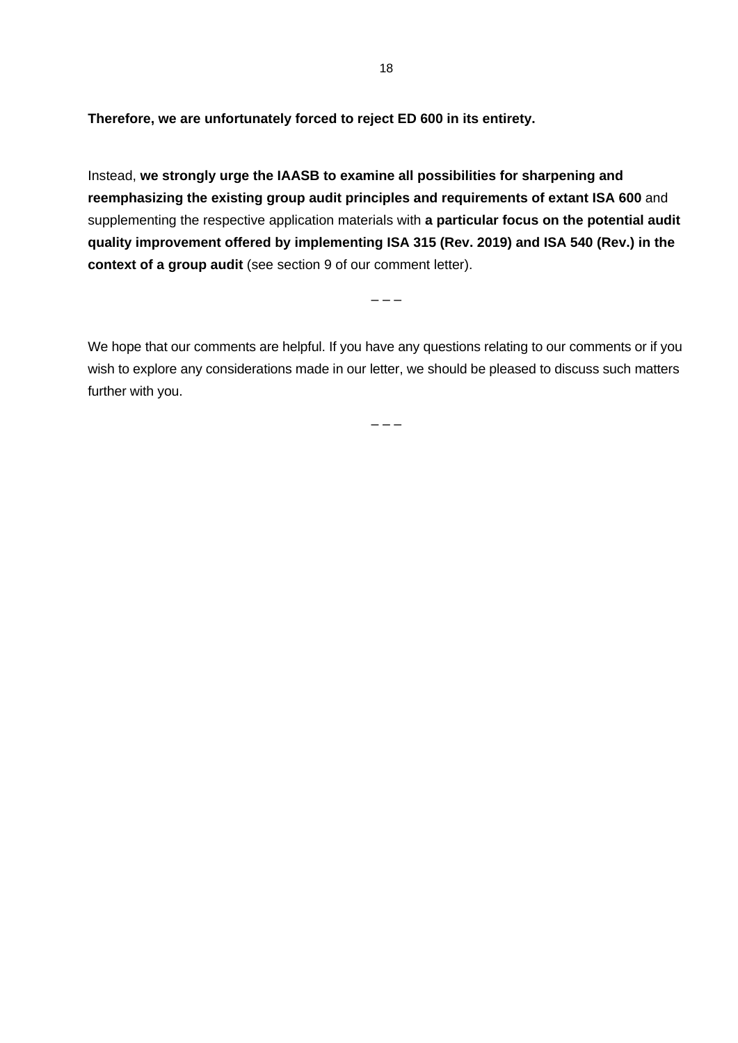**Therefore, we are unfortunately forced to reject ED 600 in its entirety.**

Instead, **we strongly urge the IAASB to examine all possibilities for sharpening and reemphasizing the existing group audit principles and requirements of extant ISA 600** and supplementing the respective application materials with **a particular focus on the potential audit quality improvement offered by implementing ISA 315 (Rev. 2019) and ISA 540 (Rev.) in the context of a group audit** (see section 9 of our comment letter).

– – –

We hope that our comments are helpful. If you have any questions relating to our comments or if you wish to explore any considerations made in our letter, we should be pleased to discuss such matters further with you.

– – –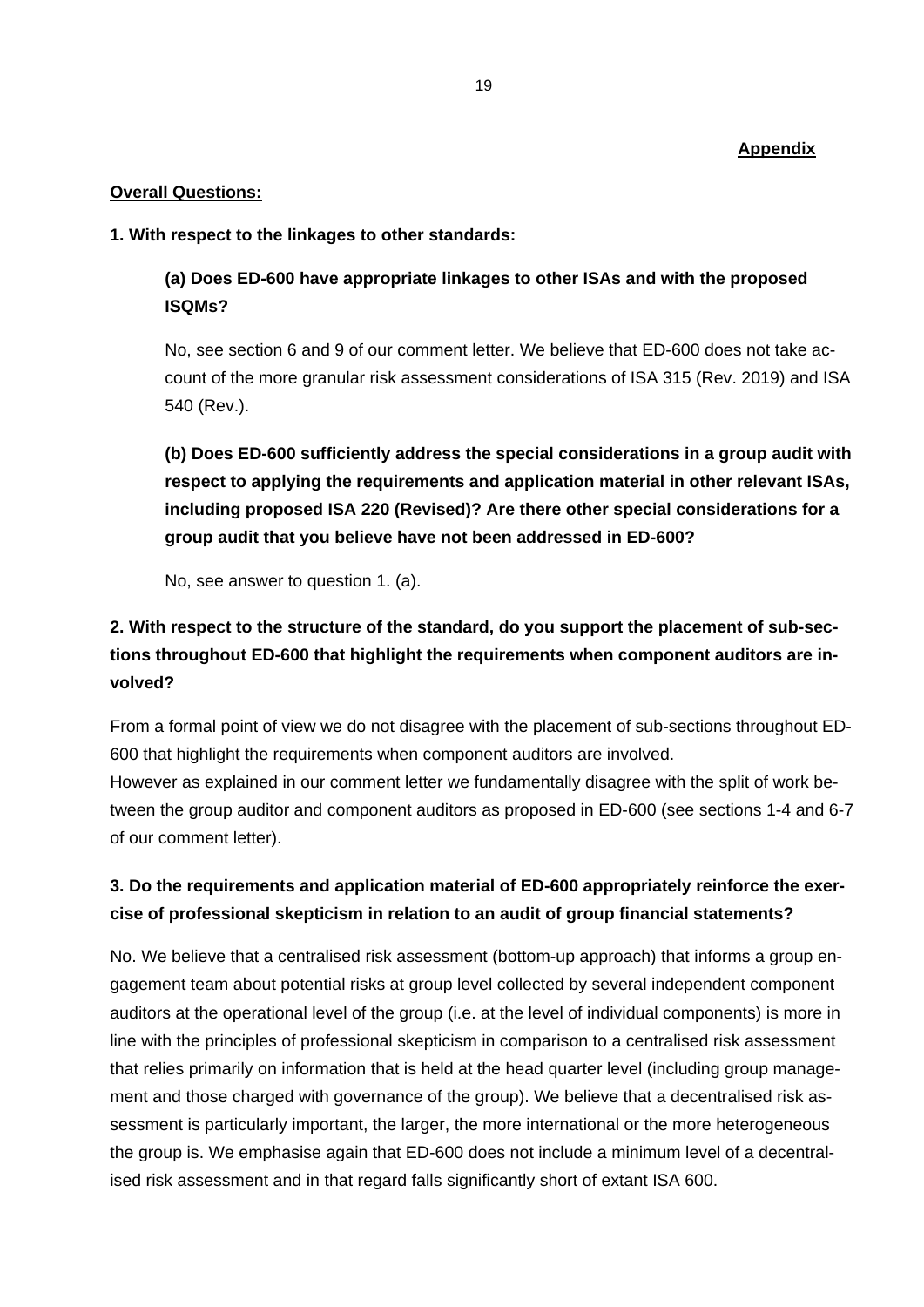**Appendix**

**Overall Questions:**

**1. With respect to the linkages to other standards:**

**(a) Does ED-600 have appropriate linkages to other ISAs and with the proposed ISQMs?**

No, see section 6 and 9 of our comment letter. We believe that ED-600 does not take account of the more granular risk assessment considerations of ISA 315 (Rev. 2019) and ISA 540 (Rev.).

**(b) Does ED-600 sufficiently address the special considerations in a group audit with respect to applying the requirements and application material in other relevant ISAs, including proposed ISA 220 (Revised)? Are there other special considerations for a group audit that you believe have not been addressed in ED-600?**

No, see answer to question 1. (a).

**2. With respect to the structure of the standard, do you support the placement of sub-sections throughout ED-600 that highlight the requirements when component auditors are involved?**

From a formal point of view we do not disagree with the placement of sub-sections throughout ED-600 that highlight the requirements when component auditors are involved.
However as explained in our comment letter we fundamentally disagree with the split of work between the group auditor and component auditors as proposed in ED-600 (see sections 1-4 and 6-7 of our comment letter).

**3. Do the requirements and application material of ED-600 appropriately reinforce the exercise of professional skepticism in relation to an audit of group financial statements?**

No. We believe that a centralised risk assessment (bottom-up approach) that informs a group engagement team about potential risks at group level collected by several independent component auditors at the operational level of the group (i.e. at the level of individual components) is more in line with the principles of professional skepticism in comparison to a centralised risk assessment that relies primarily on information that is held at the head quarter level (including group management and those charged with governance of the group). We believe that a decentralised risk assessment is particularly important, the larger, the more international or the more heterogeneous the group is. We emphasise again that ED-600 does not include a minimum level of a decentralised risk assessment and in that regard falls significantly short of extant ISA 600.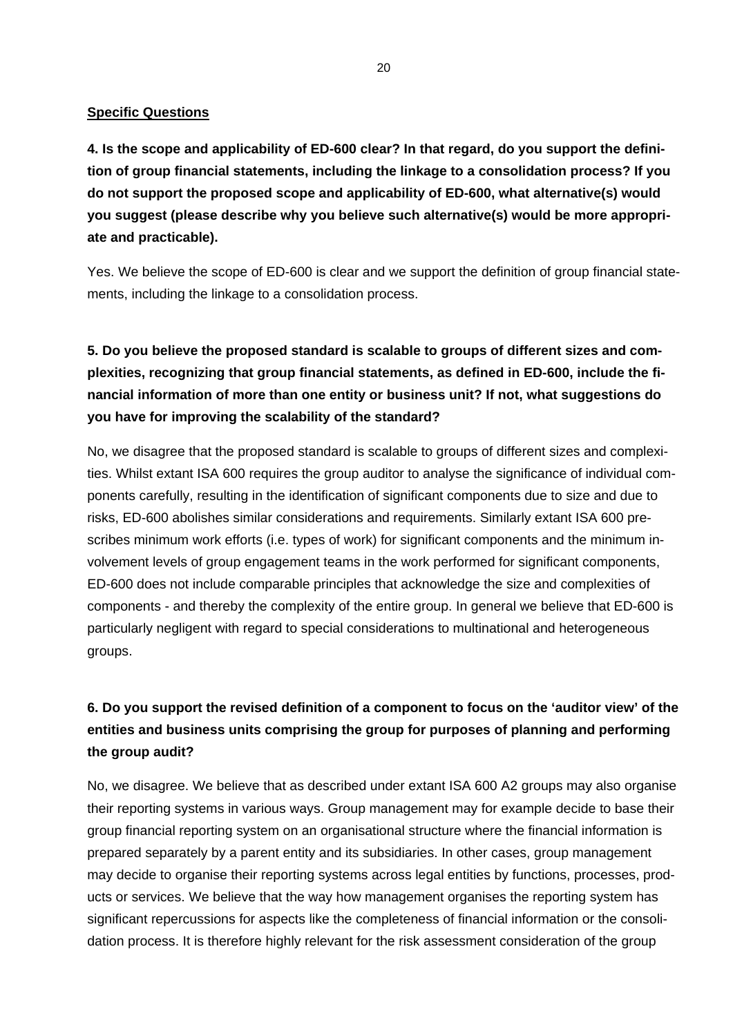**Specific Questions**

**4. Is the scope and applicability of ED-600 clear? In that regard, do you support the definition of group financial statements, including the linkage to a consolidation process? If you do not support the proposed scope and applicability of ED-600, what alternative(s) would you suggest (please describe why you believe such alternative(s) would be more appropriate and practicable).**

Yes. We believe the scope of ED-600 is clear and we support the definition of group financial statements, including the linkage to a consolidation process.

**5. Do you believe the proposed standard is scalable to groups of different sizes and complexities, recognizing that group financial statements, as defined in ED-600, include the financial information of more than one entity or business unit? If not, what suggestions do you have for improving the scalability of the standard?**

No, we disagree that the proposed standard is scalable to groups of different sizes and complexities. Whilst extant ISA 600 requires the group auditor to analyse the significance of individual components carefully, resulting in the identification of significant components due to size and due to risks, ED-600 abolishes similar considerations and requirements. Similarly extant ISA 600 prescribes minimum work efforts (i.e. types of work) for significant components and the minimum involvement levels of group engagement teams in the work performed for significant components, ED-600 does not include comparable principles that acknowledge the size and complexities of components - and thereby the complexity of the entire group. In general we believe that ED-600 is particularly negligent with regard to special considerations to multinational and heterogeneous groups.

**6. Do you support the revised definition of a component to focus on the 'auditor view' of the entities and business units comprising the group for purposes of planning and performing the group audit?**

No, we disagree. We believe that as described under extant ISA 600 A2 groups may also organise their reporting systems in various ways. Group management may for example decide to base their group financial reporting system on an organisational structure where the financial information is prepared separately by a parent entity and its subsidiaries. In other cases, group management may decide to organise their reporting systems across legal entities by functions, processes, products or services. We believe that the way how management organises the reporting system has significant repercussions for aspects like the completeness of financial information or the consolidation process. It is therefore highly relevant for the risk assessment consideration of the group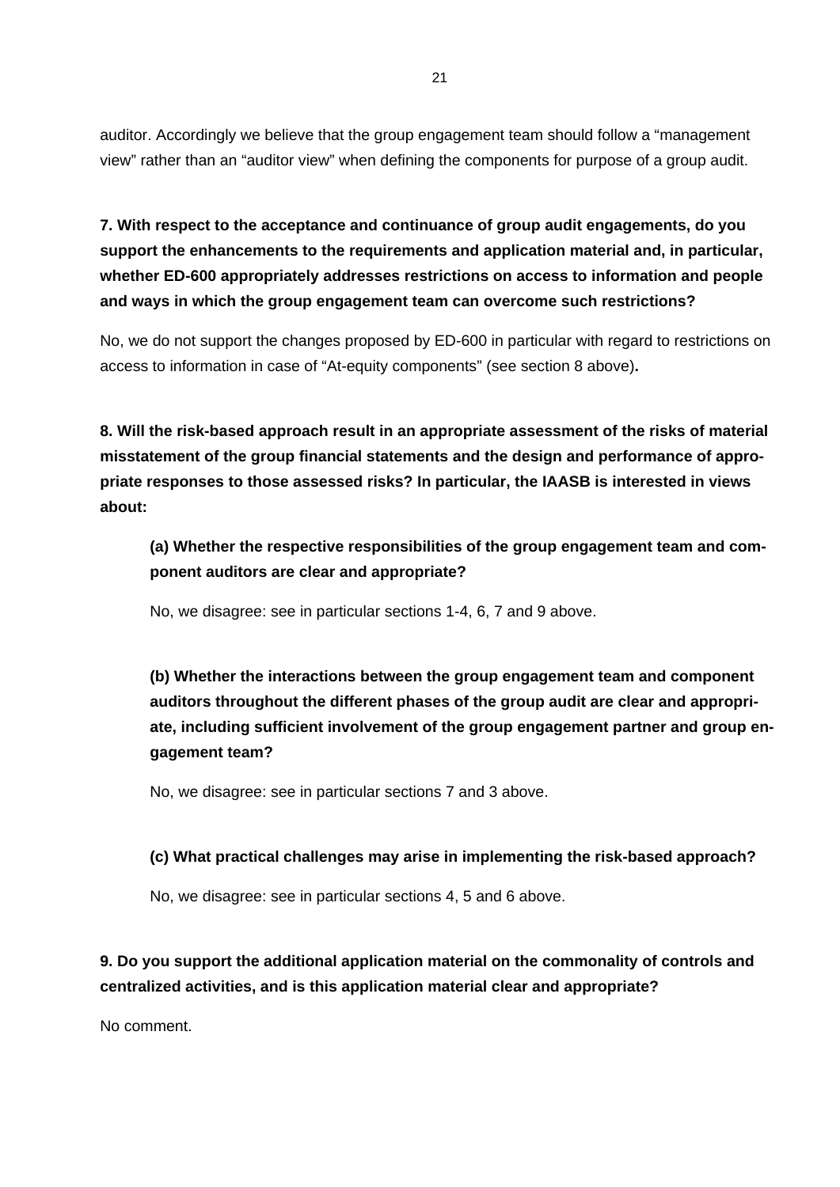auditor. Accordingly we believe that the group engagement team should follow a "management view" rather than an "auditor view" when defining the components for purpose of a group audit.

**7. With respect to the acceptance and continuance of group audit engagements, do you support the enhancements to the requirements and application material and, in particular, whether ED-600 appropriately addresses restrictions on access to information and people and ways in which the group engagement team can overcome such restrictions?**

No, we do not support the changes proposed by ED-600 in particular with regard to restrictions on access to information in case of "At-equity components" (see section 8 above)**.**

**8. Will the risk-based approach result in an appropriate assessment of the risks of material misstatement of the group financial statements and the design and performance of appropriate responses to those assessed risks? In particular, the IAASB is interested in views about:**

**(a) Whether the respective responsibilities of the group engagement team and component auditors are clear and appropriate?**

No, we disagree: see in particular sections 1-4, 6, 7 and 9 above.

**(b) Whether the interactions between the group engagement team and component auditors throughout the different phases of the group audit are clear and appropriate, including sufficient involvement of the group engagement partner and group engagement team?**

No, we disagree: see in particular sections 7 and 3 above.

**(c) What practical challenges may arise in implementing the risk-based approach?**

No, we disagree: see in particular sections 4, 5 and 6 above.

**9. Do you support the additional application material on the commonality of controls and centralized activities, and is this application material clear and appropriate?**

No comment.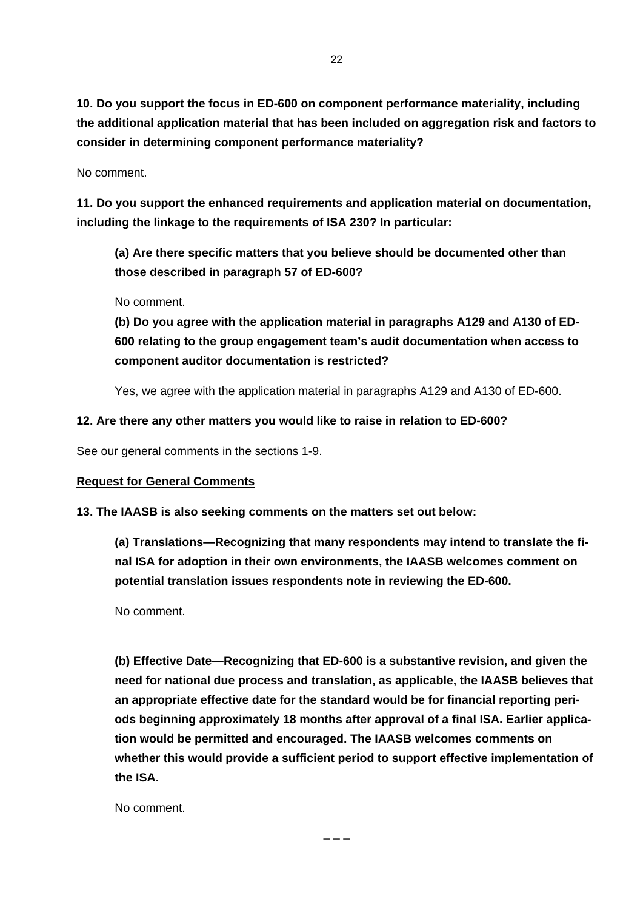**10. Do you support the focus in ED-600 on component performance materiality, including the additional application material that has been included on aggregation risk and factors to consider in determining component performance materiality?**

No comment.

**11. Do you support the enhanced requirements and application material on documentation, including the linkage to the requirements of ISA 230? In particular:**

> **(a) Are there specific matters that you believe should be documented other than those described in paragraph 57 of ED-600?**
>
> No comment.
>
> **(b) Do you agree with the application material in paragraphs A129 and A130 of ED-600 relating to the group engagement team's audit documentation when access to component auditor documentation is restricted?**
>
> Yes, we agree with the application material in paragraphs A129 and A130 of ED-600.

**12. Are there any other matters you would like to raise in relation to ED-600?**

See our general comments in the sections 1-9.

**<u>Request for General Comments</u>**

**13. The IAASB is also seeking comments on the matters set out below:**

> **(a) Translations—Recognizing that many respondents may intend to translate the final ISA for adoption in their own environments, the IAASB welcomes comment on potential translation issues respondents note in reviewing the ED-600.**
>
> No comment.
>
> **(b) Effective Date—Recognizing that ED-600 is a substantive revision, and given the need for national due process and translation, as applicable, the IAASB believes that an appropriate effective date for the standard would be for financial reporting periods beginning approximately 18 months after approval of a final ISA. Earlier application would be permitted and encouraged. The IAASB welcomes comments on whether this would provide a sufficient period to support effective implementation of the ISA.**
>
> No comment.

– – –